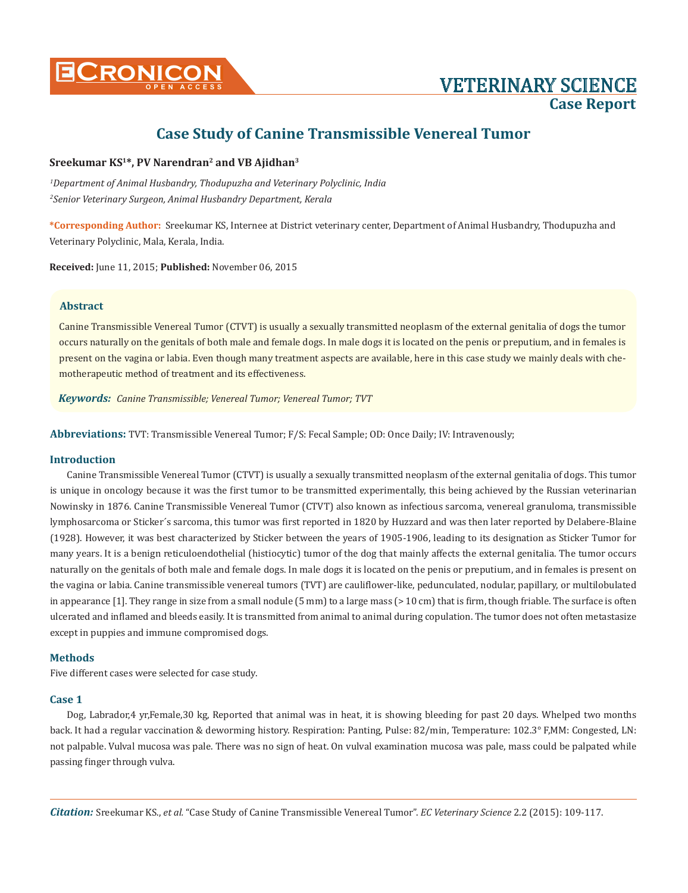# Case Study of Canine Transmissible Venereal Tumor

**Sreekumar KS[1]*, PV Narendran[2] and VB Ajidhan[3]**

*[1]Department of Animal Husbandry, Thodupuzha and Veterinary Polyclinic, India*
*[2]Senior Veterinary Surgeon, Animal Husbandry Department, Kerala*

**\*Corresponding Author:** Sreekumar KS, Internee at District veterinary center, Department of Animal Husbandry, Thodupuzha and Veterinary Polyclinic, Mala, Kerala, India.

**Received:** June 11, 2015; **Published:** November 06, 2015

## Abstract

Canine Transmissible Venereal Tumor (CTVT) is usually a sexually transmitted neoplasm of the external genitalia of dogs the tumor occurs naturally on the genitals of both male and female dogs. In male dogs it is located on the penis or preputium, and in females is present on the vagina or labia. Even though many treatment aspects are available, here in this case study we mainly deals with chemotherapeutic method of treatment and its effectiveness.

***Keywords:*** *Canine Transmissible; Venereal Tumor; Venereal Tumor; TVT*

**Abbreviations:** TVT: Transmissible Venereal Tumor; F/S: Fecal Sample; OD: Once Daily; IV: Intravenously;

## Introduction

Canine Transmissible Venereal Tumor (CTVT) is usually a sexually transmitted neoplasm of the external genitalia of dogs. This tumor is unique in oncology because it was the first tumor to be transmitted experimentally, this being achieved by the Russian veterinarian Nowinsky in 1876. Canine Transmissible Venereal Tumor (CTVT) also known as infectious sarcoma, venereal granuloma, transmissible lymphosarcoma or Sticker´s sarcoma, this tumor was first reported in 1820 by Huzzard and was then later reported by Delabere-Blaine (1928). However, it was best characterized by Sticker between the years of 1905-1906, leading to its designation as Sticker Tumor for many years. It is a benign reticuloendothelial (histiocytic) tumor of the dog that mainly affects the external genitalia. The tumor occurs naturally on the genitals of both male and female dogs. In male dogs it is located on the penis or preputium, and in females is present on the vagina or labia. Canine transmissible venereal tumors (TVT) are cauliflower-like, pedunculated, nodular, papillary, or multilobulated in appearance [1]. They range in size from a small nodule (5 mm) to a large mass (> 10 cm) that is firm, though friable. The surface is often ulcerated and inflamed and bleeds easily. It is transmitted from animal to animal during copulation. The tumor does not often metastasize except in puppies and immune compromised dogs.

## Methods

Five different cases were selected for case study.

### Case 1

Dog, Labrador,4 yr,Female,30 kg, Reported that animal was in heat, it is showing bleeding for past 20 days. Whelped two months back. It had a regular vaccination & deworming history. Respiration: Panting, Pulse: 82/min, Temperature: 102.3° F,MM: Congested, LN: not palpable. Vulval mucosa was pale. There was no sign of heat. On vulval examination mucosa was pale, mass could be palpated while passing finger through vulva.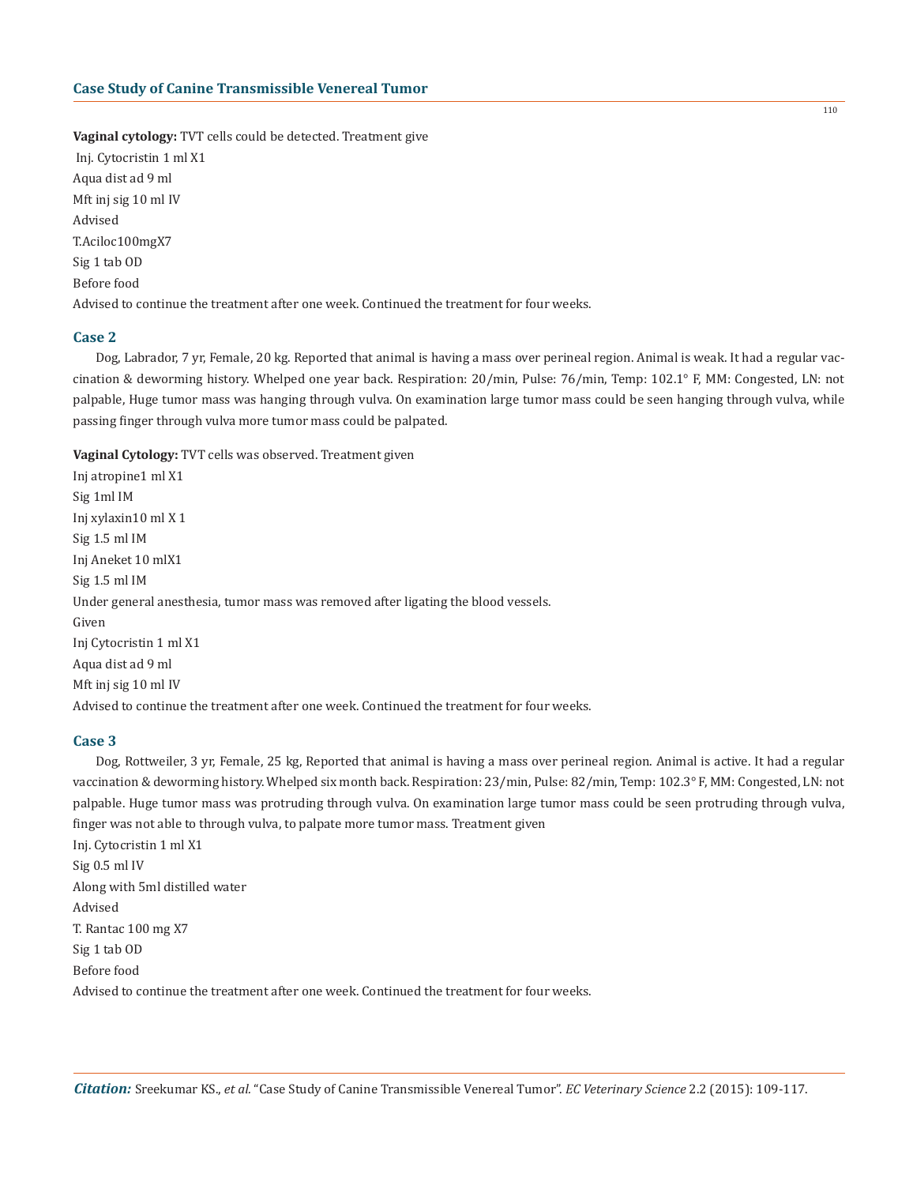**Vaginal cytology:** TVT cells could be detected. Treatment give

Inj. Cytocristin 1 ml X1

Aqua dist ad 9 ml

Mft inj sig 10 ml IV

Advised

T.Aciloc100mgX7

Sig 1 tab OD

Before food

Advised to continue the treatment after one week. Continued the treatment for four weeks.

## Case 2

Dog, Labrador, 7 yr, Female, 20 kg. Reported that animal is having a mass over perineal region. Animal is weak. It had a regular vaccination & deworming history. Whelped one year back. Respiration: 20/min, Pulse: 76/min, Temp: 102.1° F, MM: Congested, LN: not palpable, Huge tumor mass was hanging through vulva. On examination large tumor mass could be seen hanging through vulva, while passing finger through vulva more tumor mass could be palpated.

**Vaginal Cytology:** TVT cells was observed. Treatment given

Inj atropine1 ml X1

Sig 1ml IM

Inj xylaxin10 ml X 1

Sig 1.5 ml IM

Inj Aneket 10 mlX1

Sig 1.5 ml IM

Under general anesthesia, tumor mass was removed after ligating the blood vessels.

Given

Inj Cytocristin 1 ml X1

Aqua dist ad 9 ml

Mft inj sig 10 ml IV

Advised to continue the treatment after one week. Continued the treatment for four weeks.

## Case 3

Dog, Rottweiler, 3 yr, Female, 25 kg, Reported that animal is having a mass over perineal region. Animal is active. It had a regular vaccination & deworming history. Whelped six month back. Respiration: 23/min, Pulse: 82/min, Temp: 102.3° F, MM: Congested, LN: not palpable. Huge tumor mass was protruding through vulva. On examination large tumor mass could be seen protruding through vulva, finger was not able to through vulva, to palpate more tumor mass. Treatment given

Inj. Cytocristin 1 ml X1

Sig 0.5 ml IV

Along with 5ml distilled water

Advised

T. Rantac 100 mg X7

Sig 1 tab OD

Before food

Advised to continue the treatment after one week. Continued the treatment for four weeks.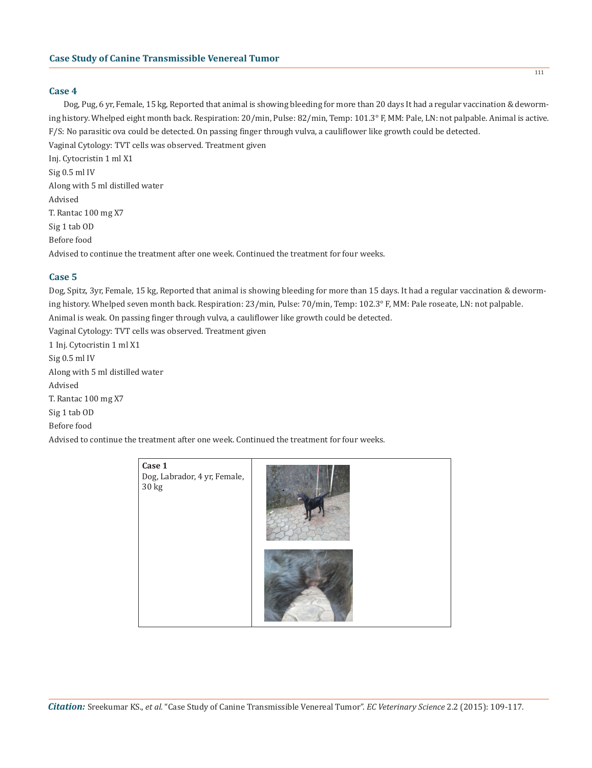### Case 4

Dog, Pug, 6 yr, Female, 15 kg, Reported that animal is showing bleeding for more than 20 days It had a regular vaccination & deworming history. Whelped eight month back. Respiration: 20/min, Pulse: 82/min, Temp: 101.3° F, MM: Pale, LN: not palpable. Animal is active. F/S: No parasitic ova could be detected. On passing finger through vulva, a cauliflower like growth could be detected.

Vaginal Cytology: TVT cells was observed. Treatment given

Inj. Cytocristin 1 ml X1

Sig 0.5 ml IV

Along with 5 ml distilled water

Advised

T. Rantac 100 mg X7

Sig 1 tab OD

Before food

Advised to continue the treatment after one week. Continued the treatment for four weeks.

### Case 5

Dog, Spitz, 3yr, Female, 15 kg, Reported that animal is showing bleeding for more than 15 days. It had a regular vaccination & deworming history. Whelped seven month back. Respiration: 23/min, Pulse: 70/min, Temp: 102.3° F, MM: Pale roseate, LN: not palpable. Animal is weak. On passing finger through vulva, a cauliflower like growth could be detected.

Vaginal Cytology: TVT cells was observed. Treatment given

1 Inj. Cytocristin 1 ml X1

Sig 0.5 ml IV

Along with 5 ml distilled water

Advised

T. Rantac 100 mg X7

Sig 1 tab OD

Before food

Advised to continue the treatment after one week. Continued the treatment for four weeks.

| | |
|---|---|
| **Case 1**<br>Dog, Labrador, 4 yr, Female, 30 kg | |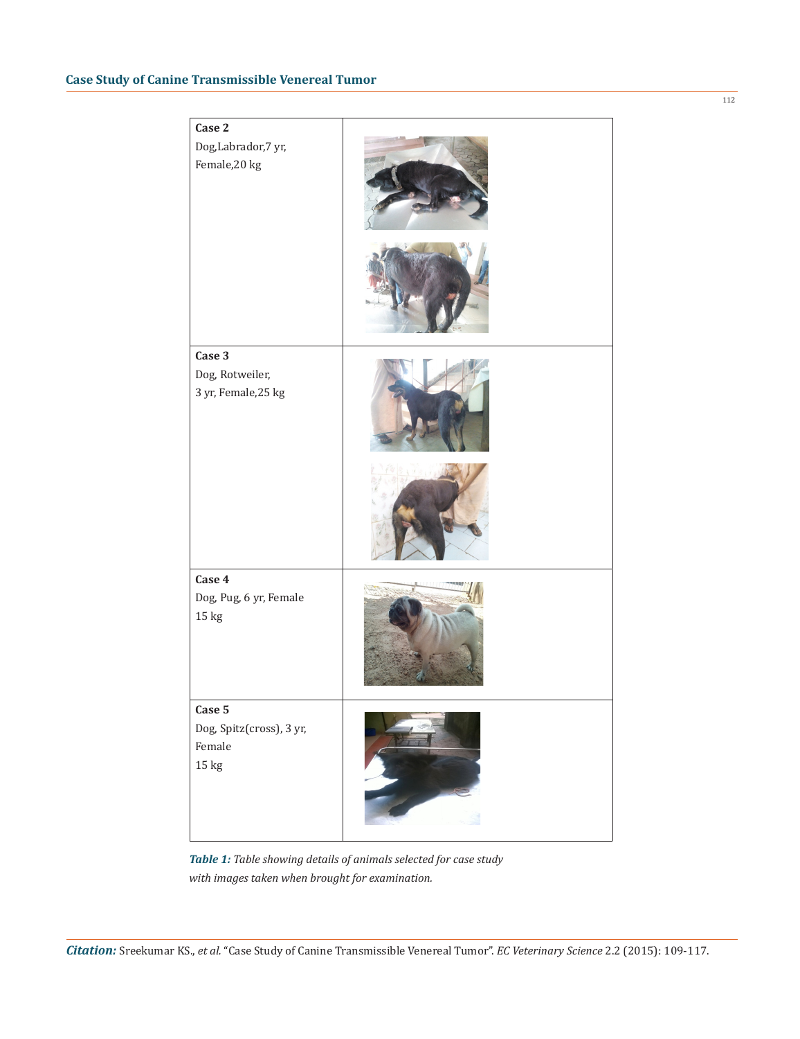| Case | Images |
|---|---|
| **Case 2**<br>Dog,Labrador,7 yr,<br>Female,20 kg | |
| **Case 3**<br>Dog, Rotweiler,<br>3 yr, Female,25 kg | |
| **Case 4**<br>Dog, Pug, 6 yr, Female<br>15 kg | |
| **Case 5**<br>Dog, Spitz(cross), 3 yr,<br>Female<br>15 kg | |

***Table 1:*** *Table showing details of animals selected for case study with images taken when brought for examination.*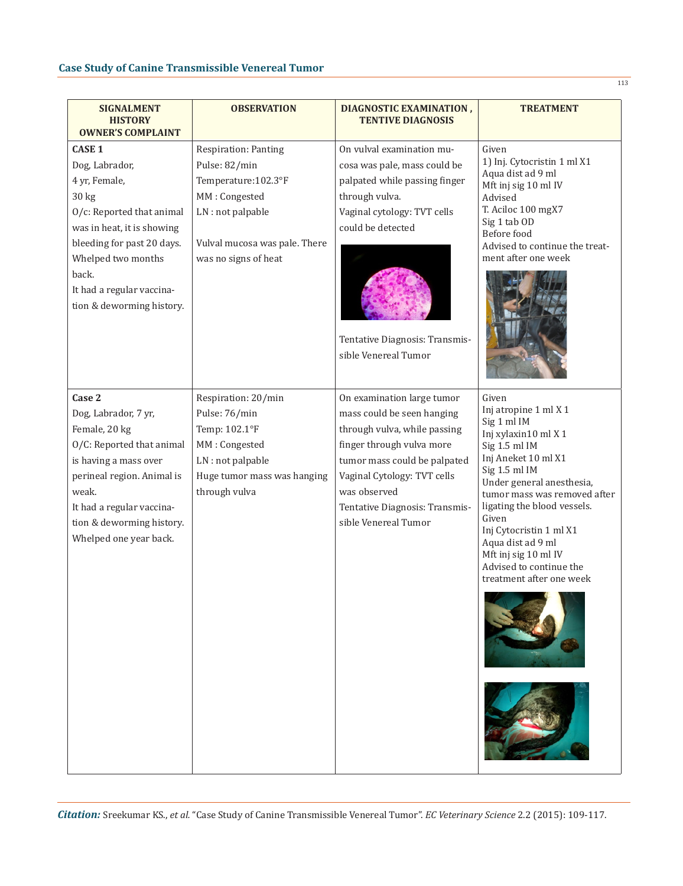| SIGNALMENT HISTORY OWNER'S COMPLAINT | OBSERVATION | DIAGNOSTIC EXAMINATION , TENTIVE DIAGNOSIS | TREATMENT |
|---|---|---|---|
| **CASE 1**<br>Dog, Labrador,<br>4 yr, Female,<br>30 kg<br>O/c: Reported that animal was in heat, it is showing bleeding for past 20 days. Whelped two months back.<br>It had a regular vaccination & deworming history. | Respiration: Panting<br>Pulse: 82/min<br>Temperature:102.3°F<br>MM : Congested<br>LN : not palpable<br><br>Vulval mucosa was pale. There was no signs of heat | On vulval examination mucosa was pale, mass could be palpated while passing finger through vulva.<br>Vaginal cytology: TVT cells could be detected<br><br>Tentative Diagnosis: Transmissible Venereal Tumor | Given<br>1) Inj. Cytocristin 1 ml X1<br>Aqua dist ad 9 ml<br>Mft inj sig 10 ml IV<br>Advised<br>T. Aciloc 100 mgX7<br>Sig 1 tab OD<br>Before food<br>Advised to continue the treatment after one week |
| **Case 2**<br>Dog, Labrador, 7 yr, Female, 20 kg<br>O/C: Reported that animal is having a mass over perineal region. Animal is weak.<br>It had a regular vaccination & deworming history.<br>Whelped one year back. | Respiration: 20/min<br>Pulse: 76/min<br>Temp: 102.1°F<br>MM : Congested<br>LN : not palpable<br>Huge tumor mass was hanging through vulva | On examination large tumor mass could be seen hanging through vulva, while passing finger through vulva more tumor mass could be palpated<br>Vaginal Cytology: TVT cells was observed<br>Tentative Diagnosis: Transmissible Venereal Tumor | Given<br>Inj atropine 1 ml X 1<br>Sig 1 ml IM<br>Inj xylaxin10 ml X 1<br>Sig 1.5 ml IM<br>Inj Aneket 10 ml X1<br>Sig 1.5 ml IM<br>Under general anesthesia, tumor mass was removed after ligating the blood vessels.<br>Given<br>Inj Cytocristin 1 ml X1<br>Aqua dist ad 9 ml<br>Mft inj sig 10 ml IV<br>Advised to continue the treatment after one week |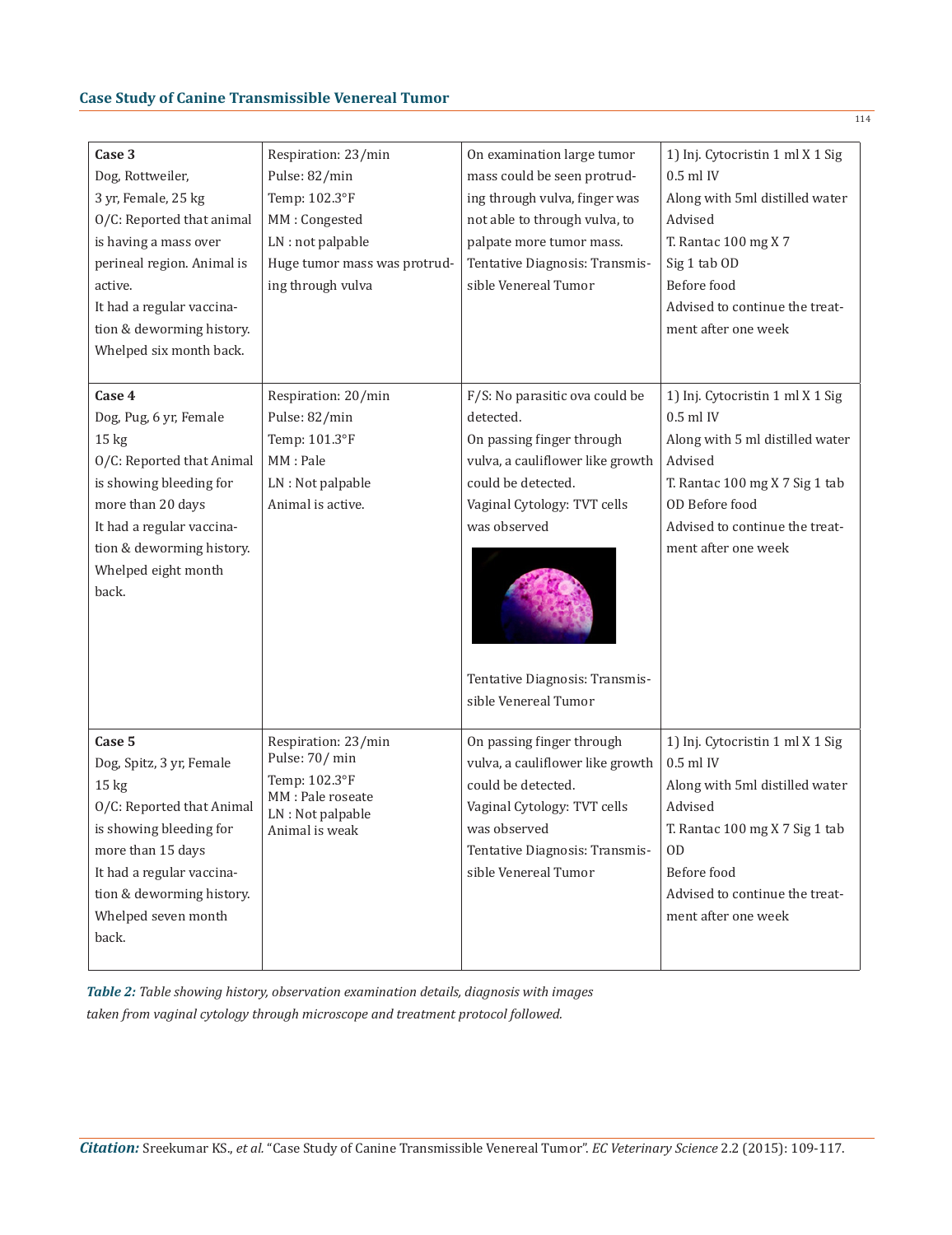| | | | |
|---|---|---|---|
| **Case 3**<br>Dog, Rottweiler,<br>3 yr, Female, 25 kg<br>O/C: Reported that animal is having a mass over perineal region. Animal is active.<br>It had a regular vaccination & deworming history.<br>Whelped six month back. | Respiration: 23/min<br>Pulse: 82/min<br>Temp: 102.3°F<br>MM : Congested<br>LN : not palpable<br>Huge tumor mass was protruding through vulva | On examination large tumor mass could be seen protruding through vulva, finger was not able to through vulva, to palpate more tumor mass.<br>Tentative Diagnosis: Transmissible Venereal Tumor | 1) Inj. Cytocristin 1 ml X 1 Sig 0.5 ml IV<br>Along with 5ml distilled water<br>Advised<br>T. Rantac 100 mg X 7<br>Sig 1 tab OD<br>Before food<br>Advised to continue the treatment after one week |
| **Case 4**<br>Dog, Pug, 6 yr, Female<br>15 kg<br>O/C: Reported that Animal is showing bleeding for more than 20 days<br>It had a regular vaccination & deworming history.<br>Whelped eight month back. | Respiration: 20/min<br>Pulse: 82/min<br>Temp: 101.3°F<br>MM : Pale<br>LN : Not palpable<br>Animal is active. | F/S: No parasitic ova could be detected.<br>On passing finger through vulva, a cauliflower like growth could be detected.<br>Vaginal Cytology: TVT cells was observed<br>Tentative Diagnosis: Transmissible Venereal Tumor | 1) Inj. Cytocristin 1 ml X 1 Sig 0.5 ml IV<br>Along with 5 ml distilled water<br>Advised<br>T. Rantac 100 mg X 7 Sig 1 tab OD Before food<br>Advised to continue the treatment after one week |
| **Case 5**<br>Dog, Spitz, 3 yr, Female<br>15 kg<br>O/C: Reported that Animal is showing bleeding for more than 15 days<br>It had a regular vaccination & deworming history.<br>Whelped seven month back. | Respiration: 23/min<br>Pulse: 70/ min<br>Temp: 102.3°F<br>MM : Pale roseate<br>LN : Not palpable<br>Animal is weak | On passing finger through vulva, a cauliflower like growth could be detected.<br>Vaginal Cytology: TVT cells was observed<br>Tentative Diagnosis: Transmissible Venereal Tumor | 1) Inj. Cytocristin 1 ml X 1 Sig 0.5 ml IV<br>Along with 5ml distilled water<br>Advised<br>T. Rantac 100 mg X 7 Sig 1 tab OD<br>Before food<br>Advised to continue the treatment after one week |

***Table 2:*** *Table showing history, observation examination details, diagnosis with images taken from vaginal cytology through microscope and treatment protocol followed.*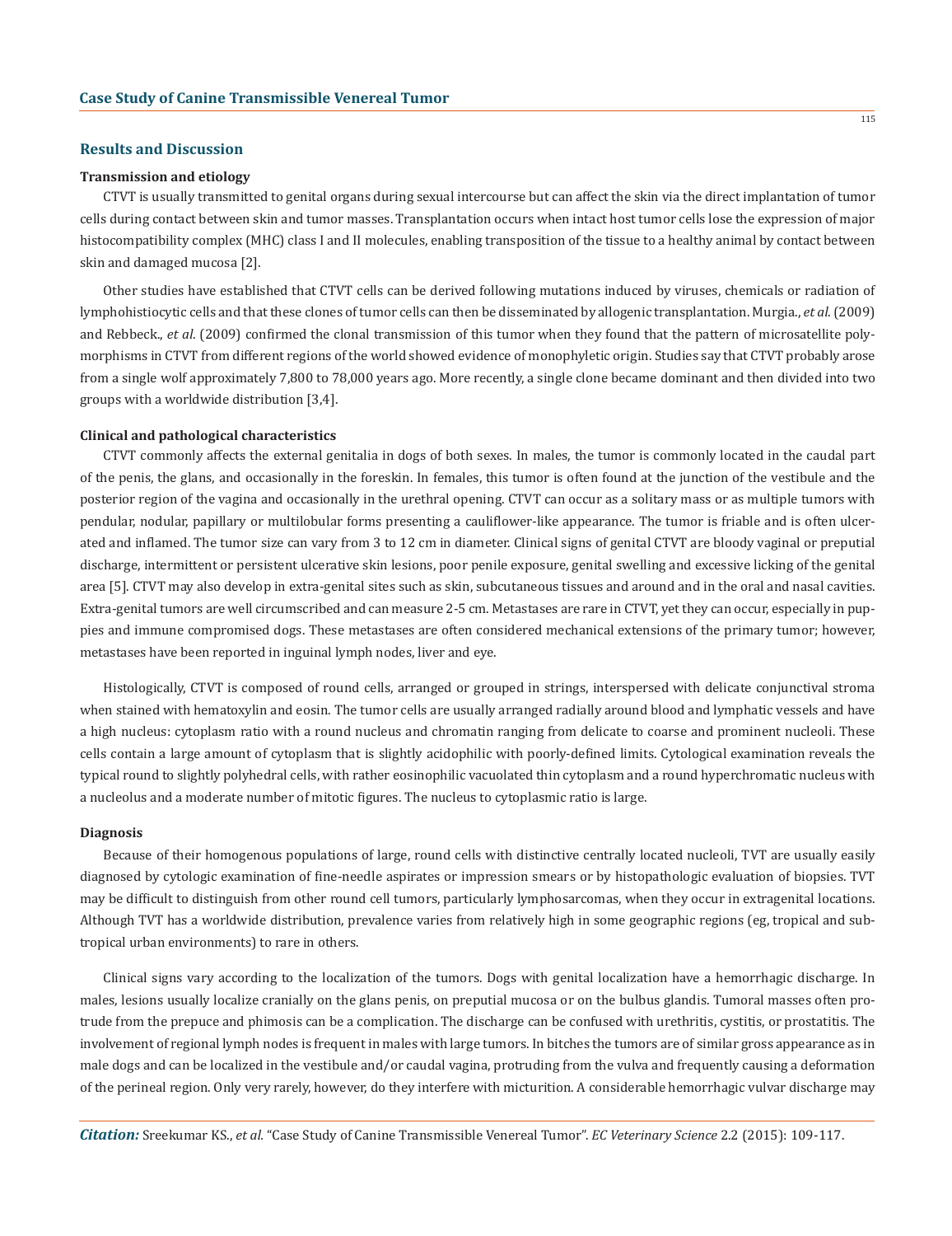## Results and Discussion

### Transmission and etiology

CTVT is usually transmitted to genital organs during sexual intercourse but can affect the skin via the direct implantation of tumor cells during contact between skin and tumor masses. Transplantation occurs when intact host tumor cells lose the expression of major histocompatibility complex (MHC) class I and II molecules, enabling transposition of the tissue to a healthy animal by contact between skin and damaged mucosa [2].

Other studies have established that CTVT cells can be derived following mutations induced by viruses, chemicals or radiation of lymphohistiocytic cells and that these clones of tumor cells can then be disseminated by allogenic transplantation. Murgia., *et al*. (2009) and Rebbeck., *et al*. (2009) confirmed the clonal transmission of this tumor when they found that the pattern of microsatellite polymorphisms in CTVT from different regions of the world showed evidence of monophyletic origin. Studies say that CTVT probably arose from a single wolf approximately 7,800 to 78,000 years ago. More recently, a single clone became dominant and then divided into two groups with a worldwide distribution [3,4].

### Clinical and pathological characteristics

CTVT commonly affects the external genitalia in dogs of both sexes. In males, the tumor is commonly located in the caudal part of the penis, the glans, and occasionally in the foreskin. In females, this tumor is often found at the junction of the vestibule and the posterior region of the vagina and occasionally in the urethral opening. CTVT can occur as a solitary mass or as multiple tumors with pendular, nodular, papillary or multilobular forms presenting a cauliflower-like appearance. The tumor is friable and is often ulcerated and inflamed. The tumor size can vary from 3 to 12 cm in diameter. Clinical signs of genital CTVT are bloody vaginal or preputial discharge, intermittent or persistent ulcerative skin lesions, poor penile exposure, genital swelling and excessive licking of the genital area [5]. CTVT may also develop in extra-genital sites such as skin, subcutaneous tissues and around and in the oral and nasal cavities. Extra-genital tumors are well circumscribed and can measure 2-5 cm. Metastases are rare in CTVT, yet they can occur, especially in puppies and immune compromised dogs. These metastases are often considered mechanical extensions of the primary tumor; however, metastases have been reported in inguinal lymph nodes, liver and eye.

Histologically, CTVT is composed of round cells, arranged or grouped in strings, interspersed with delicate conjunctival stroma when stained with hematoxylin and eosin. The tumor cells are usually arranged radially around blood and lymphatic vessels and have a high nucleus: cytoplasm ratio with a round nucleus and chromatin ranging from delicate to coarse and prominent nucleoli. These cells contain a large amount of cytoplasm that is slightly acidophilic with poorly-defined limits. Cytological examination reveals the typical round to slightly polyhedral cells, with rather eosinophilic vacuolated thin cytoplasm and a round hyperchromatic nucleus with a nucleolus and a moderate number of mitotic figures. The nucleus to cytoplasmic ratio is large.

### Diagnosis

Because of their homogenous populations of large, round cells with distinctive centrally located nucleoli, TVT are usually easily diagnosed by cytologic examination of fine-needle aspirates or impression smears or by histopathologic evaluation of biopsies. TVT may be difficult to distinguish from other round cell tumors, particularly lymphosarcomas, when they occur in extragenital locations. Although TVT has a worldwide distribution, prevalence varies from relatively high in some geographic regions (eg, tropical and subtropical urban environments) to rare in others.

Clinical signs vary according to the localization of the tumors. Dogs with genital localization have a hemorrhagic discharge. In males, lesions usually localize cranially on the glans penis, on preputial mucosa or on the bulbus glandis. Tumoral masses often protrude from the prepuce and phimosis can be a complication. The discharge can be confused with urethritis, cystitis, or prostatitis. The involvement of regional lymph nodes is frequent in males with large tumors. In bitches the tumors are of similar gross appearance as in male dogs and can be localized in the vestibule and/or caudal vagina, protruding from the vulva and frequently causing a deformation of the perineal region. Only very rarely, however, do they interfere with micturition. A considerable hemorrhagic vulvar discharge may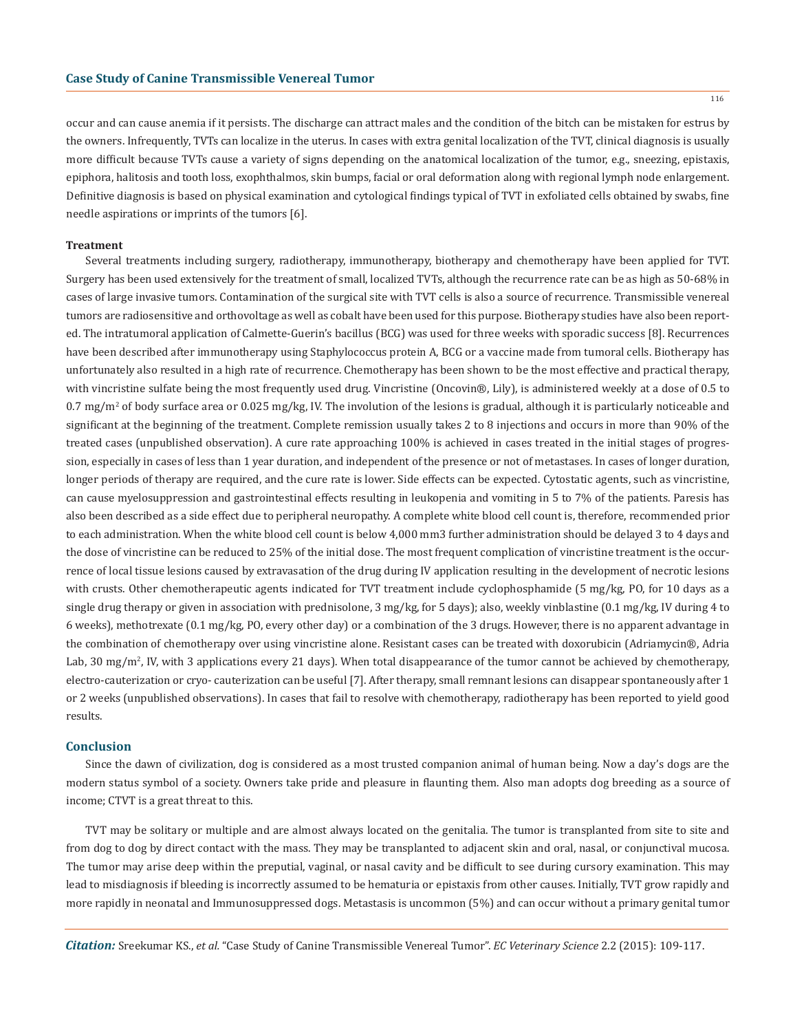occur and can cause anemia if it persists. The discharge can attract males and the condition of the bitch can be mistaken for estrus by the owners. Infrequently, TVTs can localize in the uterus. In cases with extra genital localization of the TVT, clinical diagnosis is usually more difficult because TVTs cause a variety of signs depending on the anatomical localization of the tumor, e.g., sneezing, epistaxis, epiphora, halitosis and tooth loss, exophthalmos, skin bumps, facial or oral deformation along with regional lymph node enlargement. Definitive diagnosis is based on physical examination and cytological findings typical of TVT in exfoliated cells obtained by swabs, fine needle aspirations or imprints of the tumors [6].

**Treatment**

Several treatments including surgery, radiotherapy, immunotherapy, biotherapy and chemotherapy have been applied for TVT. Surgery has been used extensively for the treatment of small, localized TVTs, although the recurrence rate can be as high as 50-68% in cases of large invasive tumors. Contamination of the surgical site with TVT cells is also a source of recurrence. Transmissible venereal tumors are radiosensitive and orthovoltage as well as cobalt have been used for this purpose. Biotherapy studies have also been reported. The intratumoral application of Calmette-Guerin's bacillus (BCG) was used for three weeks with sporadic success [8]. Recurrences have been described after immunotherapy using Staphylococcus protein A, BCG or a vaccine made from tumoral cells. Biotherapy has unfortunately also resulted in a high rate of recurrence. Chemotherapy has been shown to be the most effective and practical therapy, with vincristine sulfate being the most frequently used drug. Vincristine (Oncovin®, Lily), is administered weekly at a dose of 0.5 to 0.7 mg/m$^2$ of body surface area or 0.025 mg/kg, IV. The involution of the lesions is gradual, although it is particularly noticeable and significant at the beginning of the treatment. Complete remission usually takes 2 to 8 injections and occurs in more than 90% of the treated cases (unpublished observation). A cure rate approaching 100% is achieved in cases treated in the initial stages of progression, especially in cases of less than 1 year duration, and independent of the presence or not of metastases. In cases of longer duration, longer periods of therapy are required, and the cure rate is lower. Side effects can be expected. Cytostatic agents, such as vincristine, can cause myelosuppression and gastrointestinal effects resulting in leukopenia and vomiting in 5 to 7% of the patients. Paresis has also been described as a side effect due to peripheral neuropathy. A complete white blood cell count is, therefore, recommended prior to each administration. When the white blood cell count is below 4,000 mm3 further administration should be delayed 3 to 4 days and the dose of vincristine can be reduced to 25% of the initial dose. The most frequent complication of vincristine treatment is the occurrence of local tissue lesions caused by extravasation of the drug during IV application resulting in the development of necrotic lesions with crusts. Other chemotherapeutic agents indicated for TVT treatment include cyclophosphamide (5 mg/kg, PO, for 10 days as a single drug therapy or given in association with prednisolone, 3 mg/kg, for 5 days); also, weekly vinblastine (0.1 mg/kg, IV during 4 to 6 weeks), methotrexate (0.1 mg/kg, PO, every other day) or a combination of the 3 drugs. However, there is no apparent advantage in the combination of chemotherapy over using vincristine alone. Resistant cases can be treated with doxorubicin (Adriamycin®, Adria Lab, 30 mg/m$^2$, IV, with 3 applications every 21 days). When total disappearance of the tumor cannot be achieved by chemotherapy, electro-cauterization or cryo- cauterization can be useful [7]. After therapy, small remnant lesions can disappear spontaneously after 1 or 2 weeks (unpublished observations). In cases that fail to resolve with chemotherapy, radiotherapy has been reported to yield good results.

## Conclusion

Since the dawn of civilization, dog is considered as a most trusted companion animal of human being. Now a day's dogs are the modern status symbol of a society. Owners take pride and pleasure in flaunting them. Also man adopts dog breeding as a source of income; CTVT is a great threat to this.

TVT may be solitary or multiple and are almost always located on the genitalia. The tumor is transplanted from site to site and from dog to dog by direct contact with the mass. They may be transplanted to adjacent skin and oral, nasal, or conjunctival mucosa. The tumor may arise deep within the preputial, vaginal, or nasal cavity and be difficult to see during cursory examination. This may lead to misdiagnosis if bleeding is incorrectly assumed to be hematuria or epistaxis from other causes. Initially, TVT grow rapidly and more rapidly in neonatal and Immunosuppressed dogs. Metastasis is uncommon (5%) and can occur without a primary genital tumor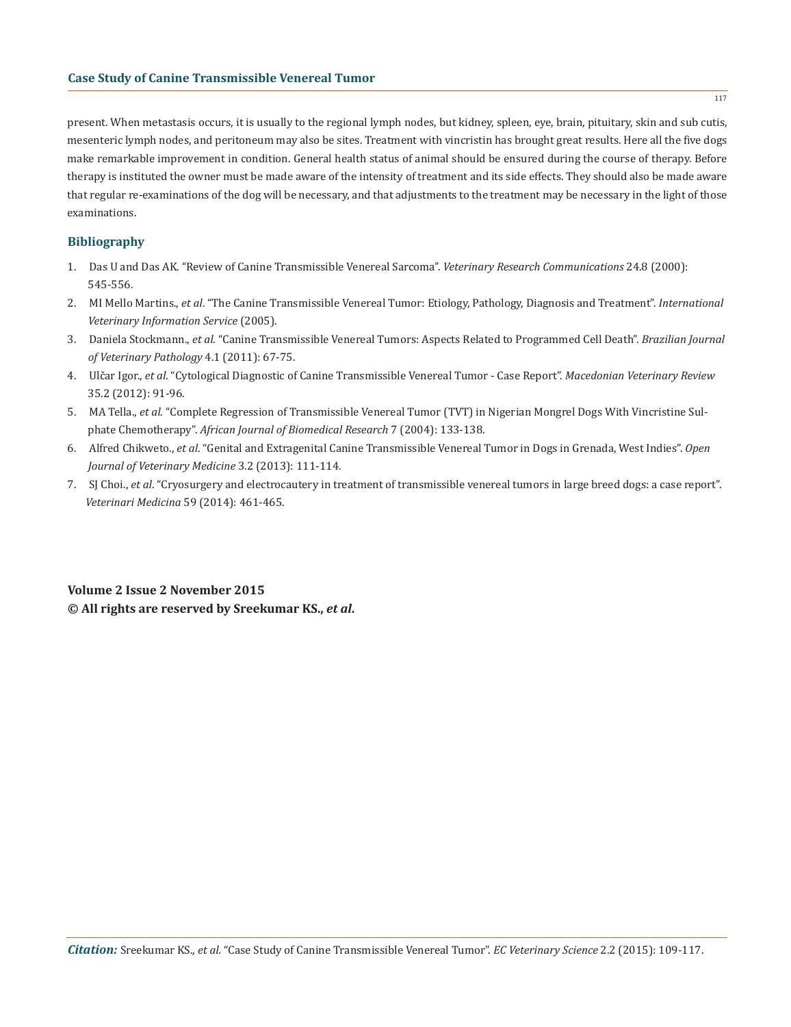present. When metastasis occurs, it is usually to the regional lymph nodes, but kidney, spleen, eye, brain, pituitary, skin and sub cutis, mesenteric lymph nodes, and peritoneum may also be sites. Treatment with vincristin has brought great results. Here all the five dogs make remarkable improvement in condition. General health status of animal should be ensured during the course of therapy. Before therapy is instituted the owner must be made aware of the intensity of treatment and its side effects. They should also be made aware that regular re-examinations of the dog will be necessary, and that adjustments to the treatment may be necessary in the light of those examinations.

## Bibliography

1. Das U and Das AK. "Review of Canine Transmissible Venereal Sarcoma". *Veterinary Research Communications* 24.8 (2000): 545-556.
2. MI Mello Martins., *et al*. "The Canine Transmissible Venereal Tumor: Etiology, Pathology, Diagnosis and Treatment". *International Veterinary Information Service* (2005).
3. Daniela Stockmann., *et al*. "Canine Transmissible Venereal Tumors: Aspects Related to Programmed Cell Death". *Brazilian Journal of Veterinary Pathology* 4.1 (2011): 67-75.
4. Ulčar Igor., *et al*. "Cytological Diagnostic of Canine Transmissible Venereal Tumor - Case Report". *Macedonian Veterinary Review* 35.2 (2012): 91-96.
5. MA Tella., *et al*. "Complete Regression of Transmissible Venereal Tumor (TVT) in Nigerian Mongrel Dogs With Vincristine Sulphate Chemotherapy". *African Journal of Biomedical Research* 7 (2004): 133-138.
6. Alfred Chikweto., *et al*. "Genital and Extragenital Canine Transmissible Venereal Tumor in Dogs in Grenada, West Indies". *Open Journal of Veterinary Medicine* 3.2 (2013): 111-114.
7. SJ Choi., *et al*. "Cryosurgery and electrocautery in treatment of transmissible venereal tumors in large breed dogs: a case report". *Veterinari Medicina* 59 (2014): 461-465.

**Volume 2 Issue 2 November 2015**
**© All rights are reserved by Sreekumar KS., *et al*.**